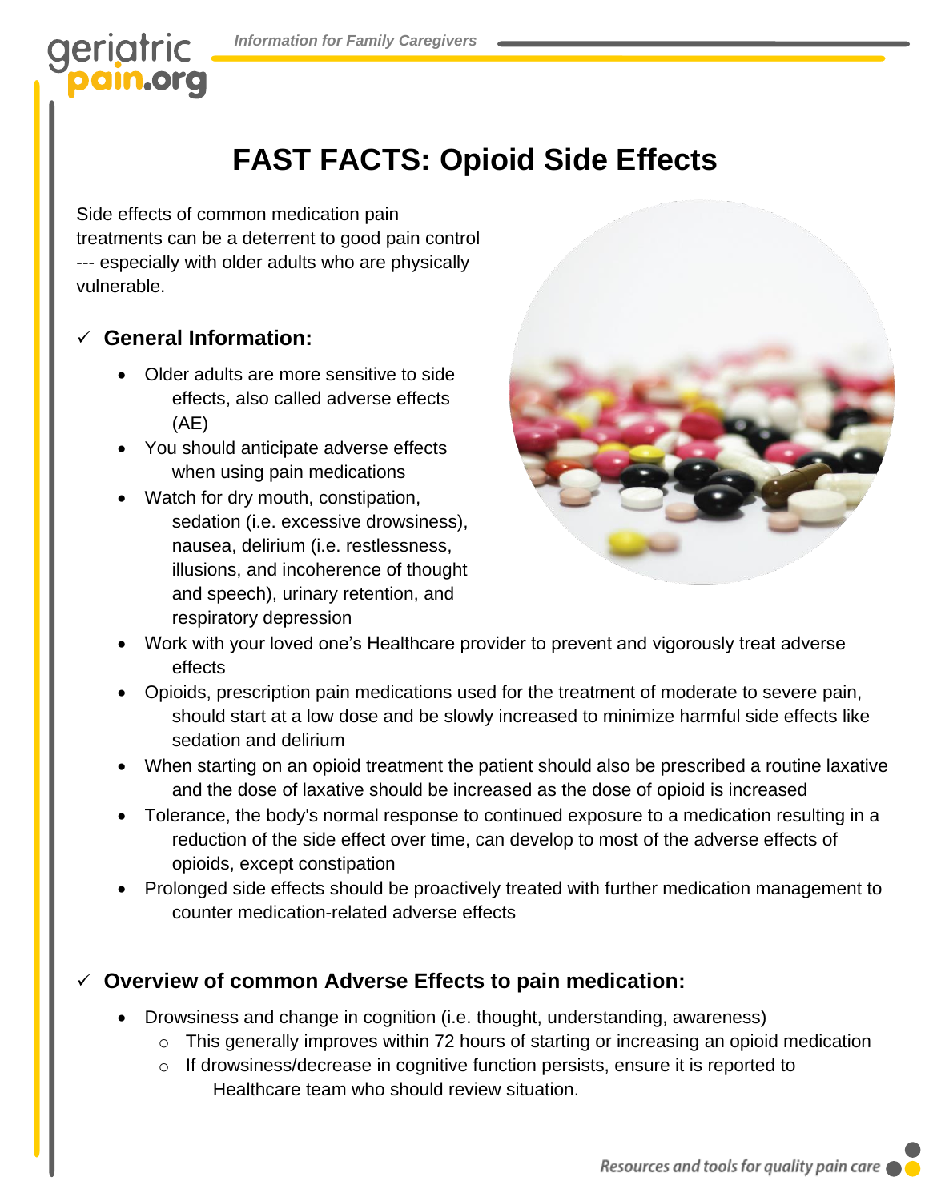# FAST FACTS: Opioid Side Effects

Side effects of common medication pain treatments can be a deterrent to good pain control --- especially with older adults who are physically vulnerable.

## ✓ General Information:

- Older adults are more sensitive to side effects, also called adverse effects (AE)
- You should anticipate adverse effects when using pain medications
- Watch for dry mouth, constipation, sedation (i.e. excessive drowsiness), nausea, delirium (i.e. restlessness, illusions, and incoherence of thought and speech), urinary retention, and respiratory depression
- Work with your loved one's Healthcare provider to prevent and vigorously treat adverse effects
- Opioids, prescription pain medications used for the treatment of moderate to severe pain, should start at a low dose and be slowly increased to minimize harmful side effects like sedation and delirium
- When starting on an opioid treatment the patient should also be prescribed a routine laxative and the dose of laxative should be increased as the dose of opioid is increased
- Tolerance, the body's normal response to continued exposure to a medication resulting in a reduction of the side effect over time, can develop to most of the adverse effects of opioids, except constipation
- Prolonged side effects should be proactively treated with further medication management to counter medication-related adverse effects

## ✓ Overview of common Adverse Effects to pain medication:

- Drowsiness and change in cognition (i.e. thought, understanding, awareness)
  - This generally improves within 72 hours of starting or increasing an opioid medication
  - If drowsiness/decrease in cognitive function persists, ensure it is reported to Healthcare team who should review situation.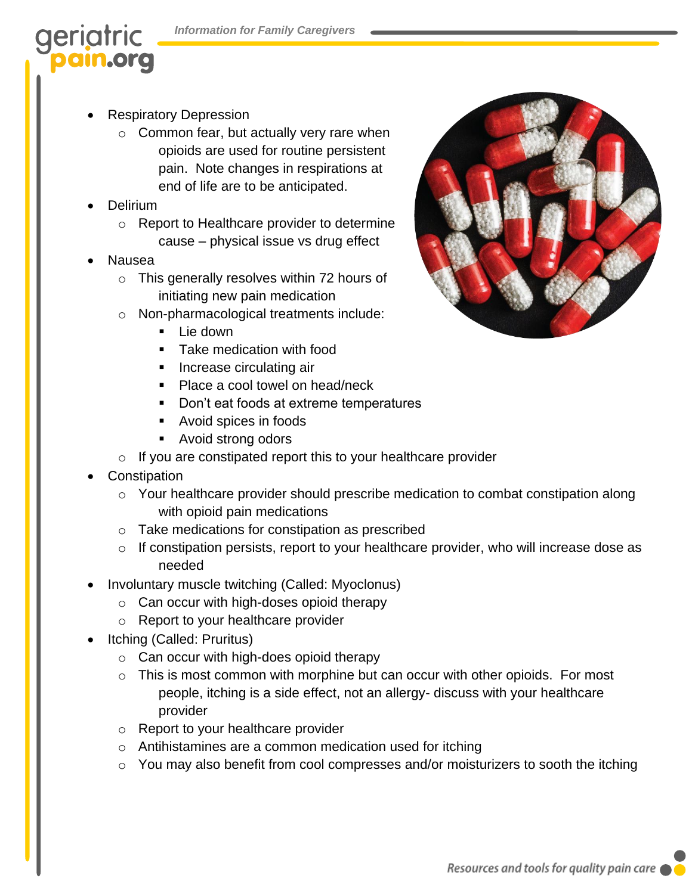- Respiratory Depression
  - Common fear, but actually very rare when opioids are used for routine persistent pain. Note changes in respirations at end of life are to be anticipated.
- Delirium
  - Report to Healthcare provider to determine cause – physical issue vs drug effect
- Nausea
  - This generally resolves within 72 hours of initiating new pain medication
  - Non-pharmacological treatments include:
    - Lie down
    - Take medication with food
    - Increase circulating air
    - Place a cool towel on head/neck
    - Don't eat foods at extreme temperatures
    - Avoid spices in foods
    - Avoid strong odors
  - If you are constipated report this to your healthcare provider
- Constipation
  - Your healthcare provider should prescribe medication to combat constipation along with opioid pain medications
  - Take medications for constipation as prescribed
  - If constipation persists, report to your healthcare provider, who will increase dose as needed
- Involuntary muscle twitching (Called: Myoclonus)
  - Can occur with high-doses opioid therapy
  - Report to your healthcare provider
- Itching (Called: Pruritus)
  - Can occur with high-does opioid therapy
  - This is most common with morphine but can occur with other opioids. For most people, itching is a side effect, not an allergy- discuss with your healthcare provider
  - Report to your healthcare provider
  - Antihistamines are a common medication used for itching
  - You may also benefit from cool compresses and/or moisturizers to sooth the itching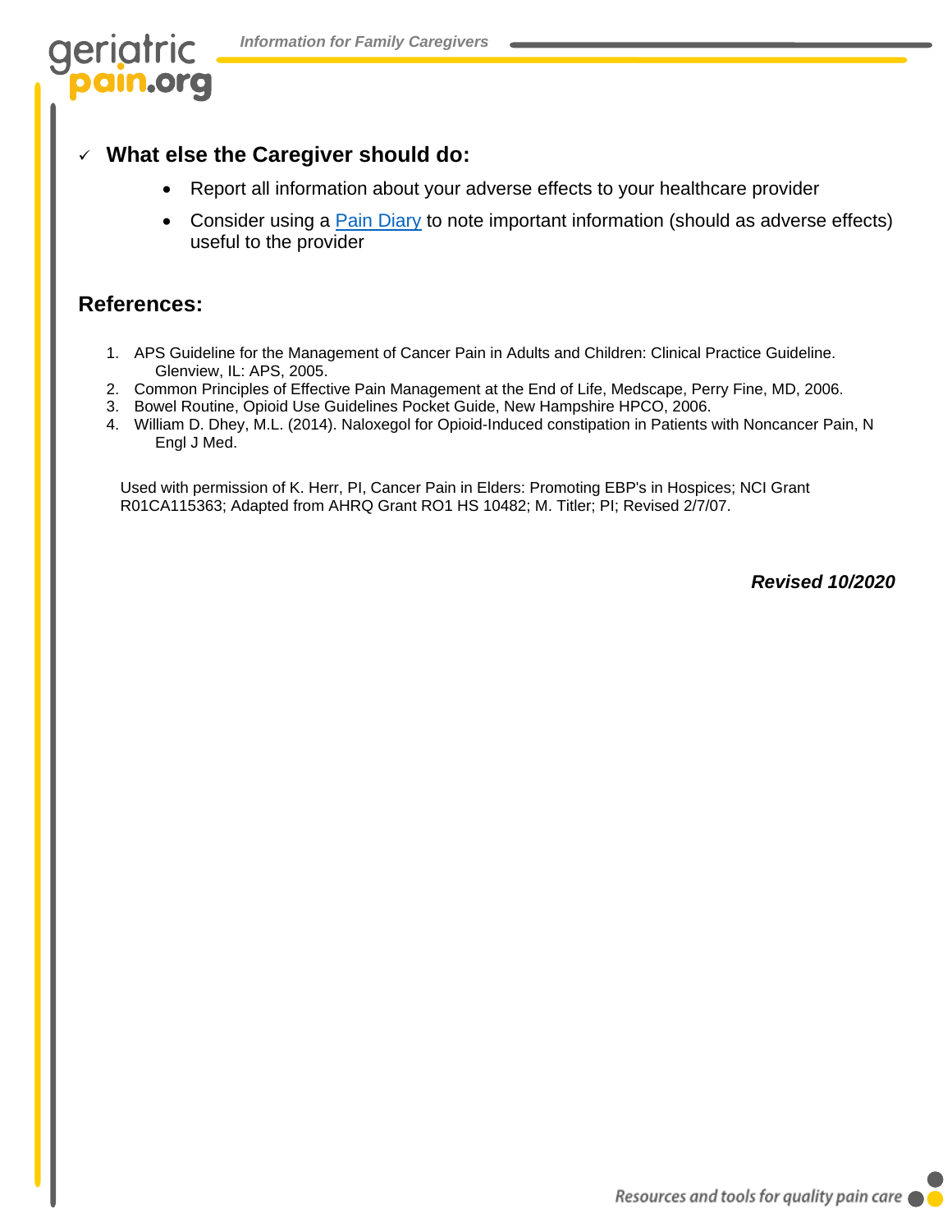## ✓ What else the Caregiver should do:

- Report all information about your adverse effects to your healthcare provider
- Consider using a Pain Diary to note important information (should as adverse effects) useful to the provider

## References:

1. APS Guideline for the Management of Cancer Pain in Adults and Children: Clinical Practice Guideline. Glenview, IL: APS, 2005.
2. Common Principles of Effective Pain Management at the End of Life, Medscape, Perry Fine, MD, 2006.
3. Bowel Routine, Opioid Use Guidelines Pocket Guide, New Hampshire HPCO, 2006.
4. William D. Dhey, M.L. (2014). Naloxegol for Opioid-Induced constipation in Patients with Noncancer Pain, N Engl J Med.

Used with permission of K. Herr, PI, Cancer Pain in Elders: Promoting EBP's in Hospices; NCI Grant R01CA115363; Adapted from AHRQ Grant RO1 HS 10482; M. Titler; PI; Revised 2/7/07.

***Revised 10/2020***